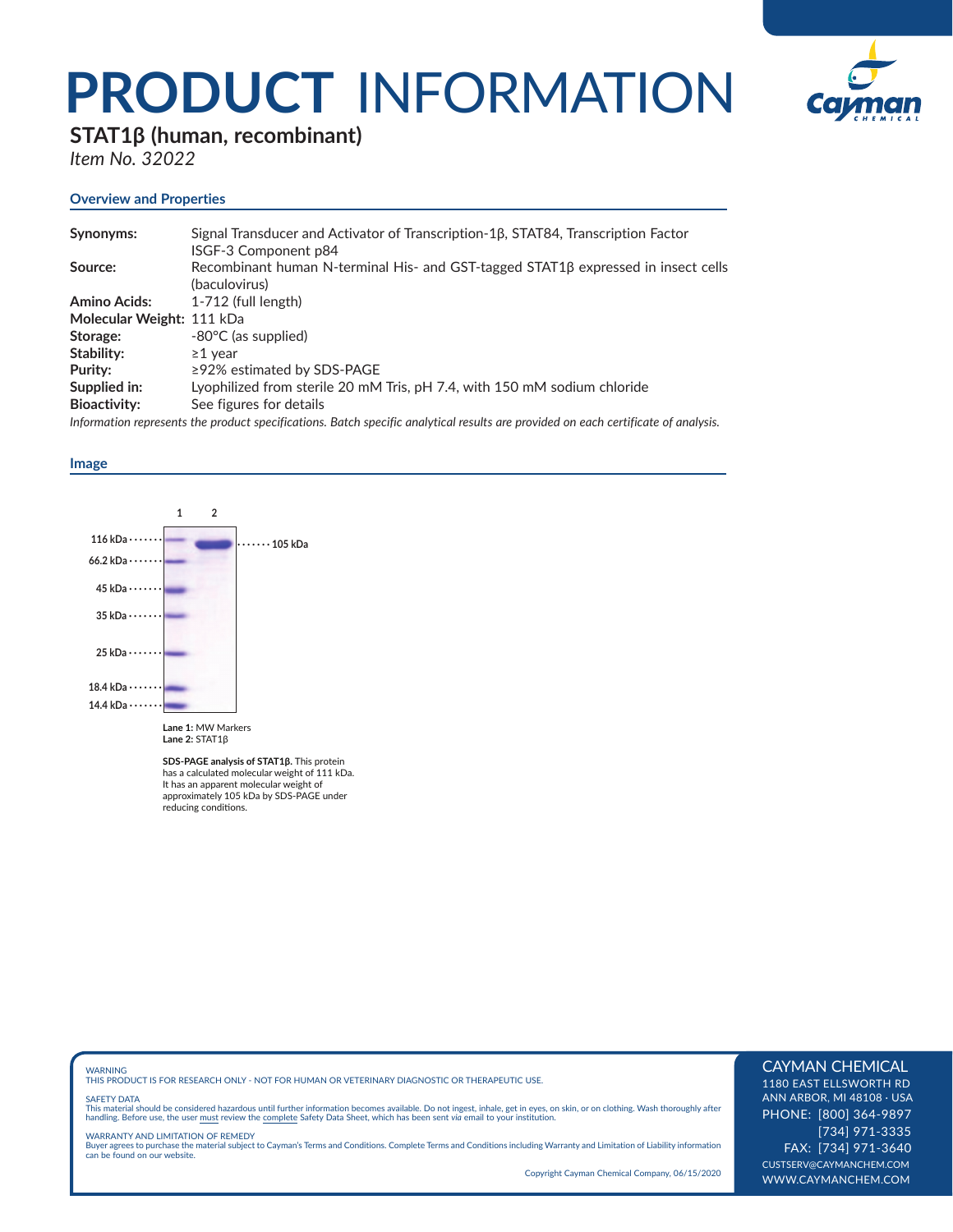# PRODUCT INFORMATION

## STAT1β (human, recombinant)

*Item No. 32022*

### Overview and Properties

| | |
|---|---|
| **Synonyms:** | Signal Transducer and Activator of Transcription-1β, STAT84, Transcription Factor ISGF-3 Component p84 |
| **Source:** | Recombinant human N-terminal His- and GST-tagged STAT1β expressed in insect cells (baculovirus) |
| **Amino Acids:** | 1-712 (full length) |
| **Molecular Weight:** | 111 kDa |
| **Storage:** | -80°C (as supplied) |
| **Stability:** | ≥1 year |
| **Purity:** | ≥92% estimated by SDS-PAGE |
| **Supplied in:** | Lyophilized from sterile 20 mM Tris, pH 7.4, with 150 mM sodium chloride |
| **Bioactivity:** | See figures for details |

*Information represents the product specifications. Batch specific analytical results are provided on each certificate of analysis.*

### Image

1 2

116 kDa ······· ······· 105 kDa
66.2 kDa ·······
45 kDa ·······
35 kDa ·······
25 kDa ·······
18.4 kDa ·······
14.4 kDa ·······

**Lane 1:** MW Markers
**Lane 2:** STAT1β

**SDS-PAGE analysis of STAT1β.** This protein has a calculated molecular weight of 111 kDa. It has an apparent molecular weight of approximately 105 kDa by SDS-PAGE under reducing conditions.

WARNING
THIS PRODUCT IS FOR RESEARCH ONLY - NOT FOR HUMAN OR VETERINARY DIAGNOSTIC OR THERAPEUTIC USE.

SAFETY DATA
This material should be considered hazardous until further information becomes available. Do not ingest, inhale, get in eyes, on skin, or on clothing. Wash thoroughly after handling. Before use, the user must review the complete Safety Data Sheet, which has been sent *via* email to your institution.

WARRANTY AND LIMITATION OF REMEDY
Buyer agrees to purchase the material subject to Cayman's Terms and Conditions. Complete Terms and Conditions including Warranty and Limitation of Liability information can be found on our website.

Copyright Cayman Chemical Company, 06/15/2020

CAYMAN CHEMICAL
1180 EAST ELLSWORTH RD
ANN ARBOR, MI 48108 · USA
PHONE: [800] 364-9897
[734] 971-3335
FAX: [734] 971-3640
CUSTSERV@CAYMANCHEM.COM
WWW.CAYMANCHEM.COM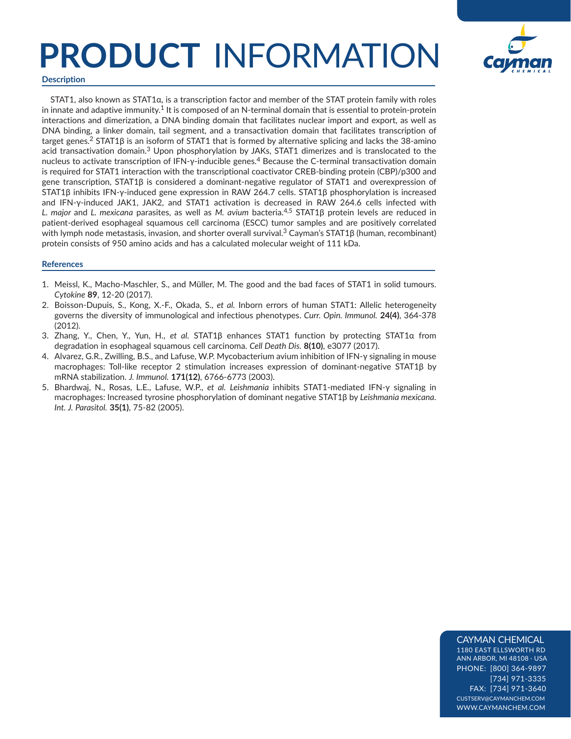# **PRODUCT** INFORMATION

### Description

STAT1, also known as STAT1α, is a transcription factor and member of the STAT protein family with roles in innate and adaptive immunity.[1] It is composed of an N-terminal domain that is essential to protein-protein interactions and dimerization, a DNA binding domain that facilitates nuclear import and export, as well as DNA binding, a linker domain, tail segment, and a transactivation domain that facilitates transcription of target genes.[2] STAT1β is an isoform of STAT1 that is formed by alternative splicing and lacks the 38-amino acid transactivation domain.[3] Upon phosphorylation by JAKs, STAT1 dimerizes and is translocated to the nucleus to activate transcription of IFN-γ-inducible genes.[4] Because the C-terminal transactivation domain is required for STAT1 interaction with the transcriptional coactivator CREB-binding protein (CBP)/p300 and gene transcription, STAT1β is considered a dominant-negative regulator of STAT1 and overexpression of STAT1β inhibits IFN-γ-induced gene expression in RAW 264.7 cells. STAT1β phosphorylation is increased and IFN-γ-induced JAK1, JAK2, and STAT1 activation is decreased in RAW 264.6 cells infected with *L. major* and *L. mexicana* parasites, as well as *M. avium* bacteria.[4,5] STAT1β protein levels are reduced in patient-derived esophageal squamous cell carcinoma (ESCC) tumor samples and are positively correlated with lymph node metastasis, invasion, and shorter overall survival.[3] Cayman's STAT1β (human, recombinant) protein consists of 950 amino acids and has a calculated molecular weight of 111 kDa.

### References

1. Meissl, K., Macho-Maschler, S., and Müller, M. The good and the bad faces of STAT1 in solid tumours. *Cytokine* **89**, 12-20 (2017).
2. Boisson-Dupuis, S., Kong, X.-F., Okada, S., *et al.* Inborn errors of human STAT1: Allelic heterogeneity governs the diversity of immunological and infectious phenotypes. *Curr. Opin. Immunol.* **24(4)**, 364-378 (2012).
3. Zhang, Y., Chen, Y., Yun, H., *et al.* STAT1β enhances STAT1 function by protecting STAT1α from degradation in esophageal squamous cell carcinoma. *Cell Death Dis.* **8(10)**, e3077 (2017).
4. Alvarez, G.R., Zwilling, B.S., and Lafuse, W.P. Mycobacterium avium inhibition of IFN-γ signaling in mouse macrophages: Toll-like receptor 2 stimulation increases expression of dominant-negative STAT1β by mRNA stabilization. *J. Immunol.* **171(12)**, 6766-6773 (2003).
5. Bhardwaj, N., Rosas, L.E., Lafuse, W.P., *et al.* *Leishmania* inhibits STAT1-mediated IFN-γ signaling in macrophages: Increased tyrosine phosphorylation of dominant negative STAT1β by *Leishmania mexicana*. *Int. J. Parasitol.* **35(1)**, 75-82 (2005).

CAYMAN CHEMICAL
1180 EAST ELLSWORTH RD
ANN ARBOR, MI 48108 · USA
PHONE: [800] 364-9897
[734] 971-3335
FAX: [734] 971-3640
CUSTSERV@CAYMANCHEM.COM
WWW.CAYMANCHEM.COM